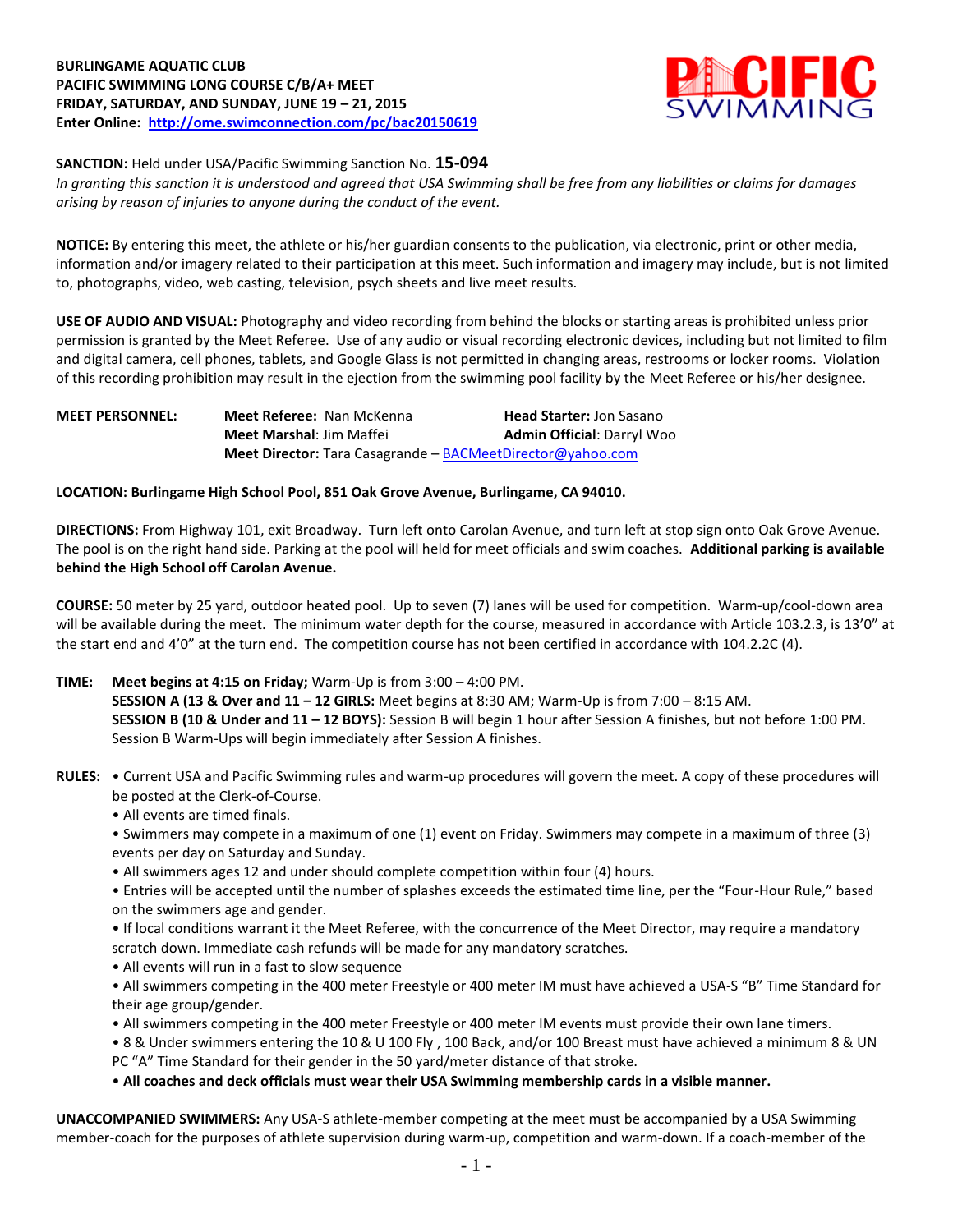**BURLINGAME AQUATIC CLUB**
**PACIFIC SWIMMING LONG COURSE C/B/A+ MEET**
**FRIDAY, SATURDAY, AND SUNDAY, JUNE 19 – 21, 2015**
**Enter Online: http://ome.swimconnection.com/pc/bac20150619**

**SANCTION:** Held under USA/Pacific Swimming Sanction No. **15-094**
*In granting this sanction it is understood and agreed that USA Swimming shall be free from any liabilities or claims for damages arising by reason of injuries to anyone during the conduct of the event.*

**NOTICE:** By entering this meet, the athlete or his/her guardian consents to the publication, via electronic, print or other media, information and/or imagery related to their participation at this meet. Such information and imagery may include, but is not limited to, photographs, video, web casting, television, psych sheets and live meet results.

**USE OF AUDIO AND VISUAL:** Photography and video recording from behind the blocks or starting areas is prohibited unless prior permission is granted by the Meet Referee. Use of any audio or visual recording electronic devices, including but not limited to film and digital camera, cell phones, tablets, and Google Glass is not permitted in changing areas, restrooms or locker rooms. Violation of this recording prohibition may result in the ejection from the swimming pool facility by the Meet Referee or his/her designee.

**MEET PERSONNEL:**
**Meet Referee:** Nan McKenna
**Head Starter:** Jon Sasano
**Meet Marshal**: Jim Maffei
**Admin Official**: Darryl Woo
**Meet Director:** Tara Casagrande – BACMeetDirector@yahoo.com

**LOCATION: Burlingame High School Pool, 851 Oak Grove Avenue, Burlingame, CA 94010.**

**DIRECTIONS:** From Highway 101, exit Broadway. Turn left onto Carolan Avenue, and turn left at stop sign onto Oak Grove Avenue. The pool is on the right hand side. Parking at the pool will held for meet officials and swim coaches. **Additional parking is available behind the High School off Carolan Avenue.**

**COURSE:** 50 meter by 25 yard, outdoor heated pool. Up to seven (7) lanes will be used for competition. Warm-up/cool-down area will be available during the meet. The minimum water depth for the course, measured in accordance with Article 103.2.3, is 13'0" at the start end and 4'0" at the turn end. The competition course has not been certified in accordance with 104.2.2C (4).

**TIME:** **Meet begins at 4:15 on Friday;** Warm-Up is from 3:00 – 4:00 PM.
**SESSION A (13 & Over and 11 – 12 GIRLS:** Meet begins at 8:30 AM; Warm-Up is from 7:00 – 8:15 AM.
**SESSION B (10 & Under and 11 – 12 BOYS):** Session B will begin 1 hour after Session A finishes, but not before 1:00 PM. Session B Warm-Ups will begin immediately after Session A finishes.

**RULES:**
- Current USA and Pacific Swimming rules and warm-up procedures will govern the meet. A copy of these procedures will be posted at the Clerk-of-Course.
- All events are timed finals.
- Swimmers may compete in a maximum of one (1) event on Friday. Swimmers may compete in a maximum of three (3) events per day on Saturday and Sunday.
- All swimmers ages 12 and under should complete competition within four (4) hours.
- Entries will be accepted until the number of splashes exceeds the estimated time line, per the "Four-Hour Rule," based on the swimmers age and gender.
- If local conditions warrant it the Meet Referee, with the concurrence of the Meet Director, may require a mandatory scratch down. Immediate cash refunds will be made for any mandatory scratches.
- All events will run in a fast to slow sequence
- All swimmers competing in the 400 meter Freestyle or 400 meter IM must have achieved a USA-S "B" Time Standard for their age group/gender.
- All swimmers competing in the 400 meter Freestyle or 400 meter IM events must provide their own lane timers.
- 8 & Under swimmers entering the 10 & U 100 Fly , 100 Back, and/or 100 Breast must have achieved a minimum 8 & UN PC "A" Time Standard for their gender in the 50 yard/meter distance of that stroke.
- **All coaches and deck officials must wear their USA Swimming membership cards in a visible manner.**

**UNACCOMPANIED SWIMMERS:** Any USA-S athlete-member competing at the meet must be accompanied by a USA Swimming member-coach for the purposes of athlete supervision during warm-up, competition and warm-down. If a coach-member of the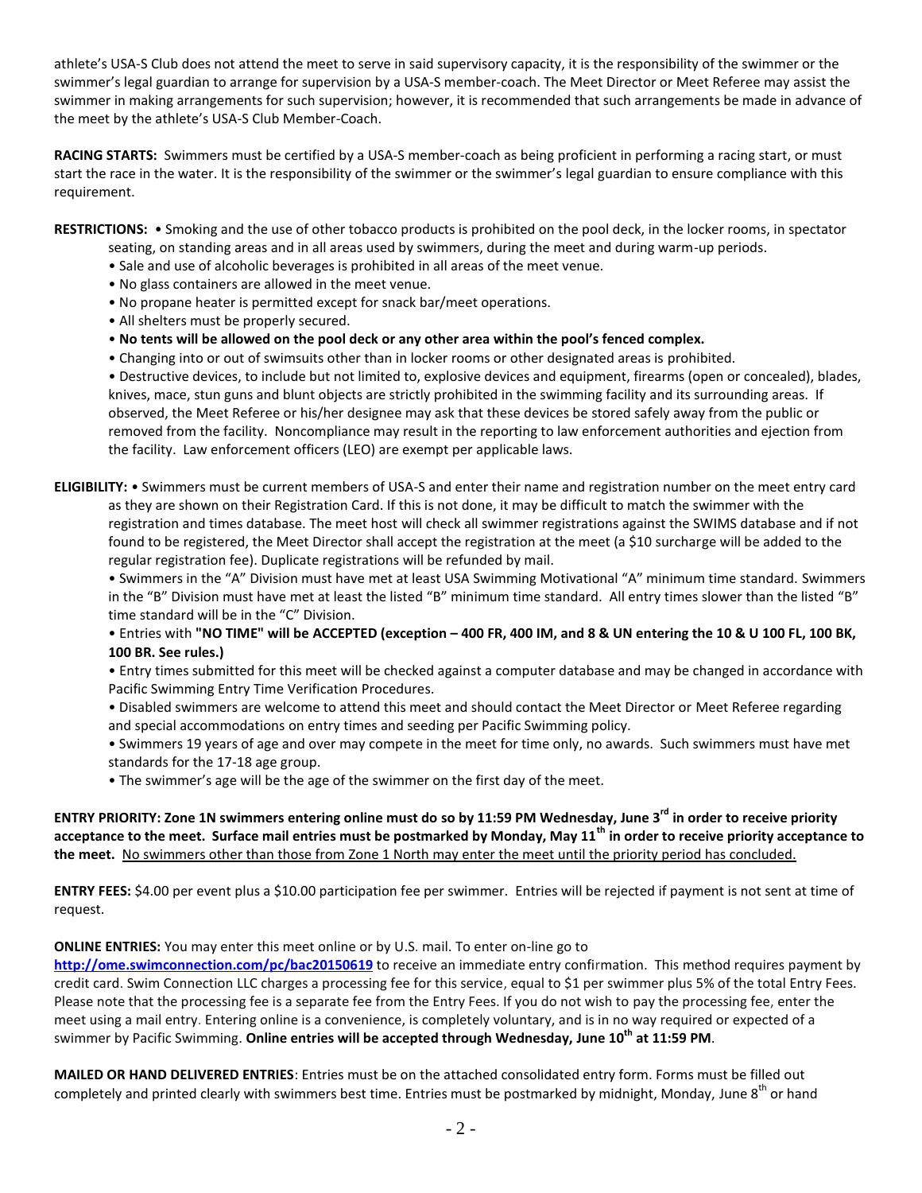athlete's USA-S Club does not attend the meet to serve in said supervisory capacity, it is the responsibility of the swimmer or the swimmer's legal guardian to arrange for supervision by a USA-S member-coach. The Meet Director or Meet Referee may assist the swimmer in making arrangements for such supervision; however, it is recommended that such arrangements be made in advance of the meet by the athlete's USA-S Club Member-Coach.

**RACING STARTS:** Swimmers must be certified by a USA-S member-coach as being proficient in performing a racing start, or must start the race in the water. It is the responsibility of the swimmer or the swimmer's legal guardian to ensure compliance with this requirement.

**RESTRICTIONS:** • Smoking and the use of other tobacco products is prohibited on the pool deck, in the locker rooms, in spectator seating, on standing areas and in all areas used by swimmers, during the meet and during warm-up periods.

- Sale and use of alcoholic beverages is prohibited in all areas of the meet venue.
- No glass containers are allowed in the meet venue.
- No propane heater is permitted except for snack bar/meet operations.
- All shelters must be properly secured.
- **No tents will be allowed on the pool deck or any other area within the pool's fenced complex.**
- Changing into or out of swimsuits other than in locker rooms or other designated areas is prohibited.
- Destructive devices, to include but not limited to, explosive devices and equipment, firearms (open or concealed), blades, knives, mace, stun guns and blunt objects are strictly prohibited in the swimming facility and its surrounding areas. If observed, the Meet Referee or his/her designee may ask that these devices be stored safely away from the public or removed from the facility. Noncompliance may result in the reporting to law enforcement authorities and ejection from the facility. Law enforcement officers (LEO) are exempt per applicable laws.

**ELIGIBILITY:** • Swimmers must be current members of USA-S and enter their name and registration number on the meet entry card as they are shown on their Registration Card. If this is not done, it may be difficult to match the swimmer with the registration and times database. The meet host will check all swimmer registrations against the SWIMS database and if not found to be registered, the Meet Director shall accept the registration at the meet (a $10 surcharge will be added to the regular registration fee). Duplicate registrations will be refunded by mail.

- Swimmers in the "A" Division must have met at least USA Swimming Motivational "A" minimum time standard. Swimmers in the "B" Division must have met at least the listed "B" minimum time standard. All entry times slower than the listed "B" time standard will be in the "C" Division.
- Entries with **"NO TIME" will be ACCEPTED (exception – 400 FR, 400 IM, and 8 & UN entering the 10 & U 100 FL, 100 BK, 100 BR. See rules.)**
- Entry times submitted for this meet will be checked against a computer database and may be changed in accordance with Pacific Swimming Entry Time Verification Procedures.
- Disabled swimmers are welcome to attend this meet and should contact the Meet Director or Meet Referee regarding and special accommodations on entry times and seeding per Pacific Swimming policy.
- Swimmers 19 years of age and over may compete in the meet for time only, no awards. Such swimmers must have met standards for the 17-18 age group.
- The swimmer's age will be the age of the swimmer on the first day of the meet.

**ENTRY PRIORITY: Zone 1N swimmers entering online must do so by 11:59 PM Wednesday, June 3rd in order to receive priority acceptance to the meet. Surface mail entries must be postmarked by Monday, May 11th in order to receive priority acceptance to the meet.** No swimmers other than those from Zone 1 North may enter the meet until the priority period has concluded.

**ENTRY FEES:** $4.00 per event plus a $10.00 participation fee per swimmer. Entries will be rejected if payment is not sent at time of request.

**ONLINE ENTRIES:** You may enter this meet online or by U.S. mail. To enter on-line go to **http://ome.swimconnection.com/pc/bac20150619** to receive an immediate entry confirmation. This method requires payment by credit card. Swim Connection LLC charges a processing fee for this service, equal to $1 per swimmer plus 5% of the total Entry Fees. Please note that the processing fee is a separate fee from the Entry Fees. If you do not wish to pay the processing fee, enter the meet using a mail entry. Entering online is a convenience, is completely voluntary, and is in no way required or expected of a swimmer by Pacific Swimming. **Online entries will be accepted through Wednesday, June 10th at 11:59 PM**.

**MAILED OR HAND DELIVERED ENTRIES**: Entries must be on the attached consolidated entry form. Forms must be filled out completely and printed clearly with swimmers best time. Entries must be postmarked by midnight, Monday, June 8th or hand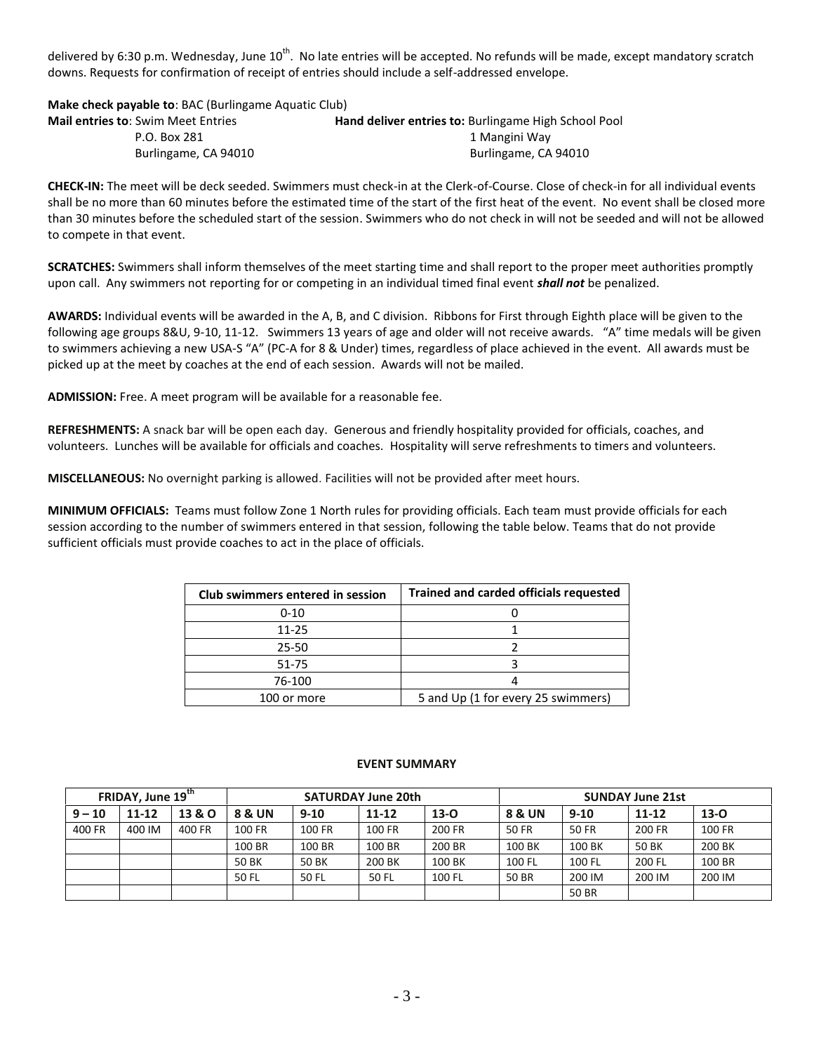delivered by 6:30 p.m. Wednesday, June 10th. No late entries will be accepted. No refunds will be made, except mandatory scratch downs. Requests for confirmation of receipt of entries should include a self-addressed envelope.

**Make check payable to**: BAC (Burlingame Aquatic Club)

**Mail entries to**: Swim Meet Entries
P.O. Box 281
Burlingame, CA 94010

**Hand deliver entries to:** Burlingame High School Pool
1 Mangini Way
Burlingame, CA 94010

**CHECK-IN:** The meet will be deck seeded. Swimmers must check-in at the Clerk-of-Course. Close of check-in for all individual events shall be no more than 60 minutes before the estimated time of the start of the first heat of the event. No event shall be closed more than 30 minutes before the scheduled start of the session. Swimmers who do not check in will not be seeded and will not be allowed to compete in that event.

**SCRATCHES:** Swimmers shall inform themselves of the meet starting time and shall report to the proper meet authorities promptly upon call. Any swimmers not reporting for or competing in an individual timed final event ***shall not*** be penalized.

**AWARDS:** Individual events will be awarded in the A, B, and C division. Ribbons for First through Eighth place will be given to the following age groups 8&U, 9-10, 11-12. Swimmers 13 years of age and older will not receive awards. "A" time medals will be given to swimmers achieving a new USA-S "A" (PC-A for 8 & Under) times, regardless of place achieved in the event. All awards must be picked up at the meet by coaches at the end of each session. Awards will not be mailed.

**ADMISSION:** Free. A meet program will be available for a reasonable fee.

**REFRESHMENTS:** A snack bar will be open each day. Generous and friendly hospitality provided for officials, coaches, and volunteers. Lunches will be available for officials and coaches. Hospitality will serve refreshments to timers and volunteers.

**MISCELLANEOUS:** No overnight parking is allowed. Facilities will not be provided after meet hours.

**MINIMUM OFFICIALS:** Teams must follow Zone 1 North rules for providing officials. Each team must provide officials for each session according to the number of swimmers entered in that session, following the table below. Teams that do not provide sufficient officials must provide coaches to act in the place of officials.

| Club swimmers entered in session | Trained and carded officials requested |
|---|---|
| 0-10 | 0 |
| 11-25 | 1 |
| 25-50 | 2 |
| 51-75 | 3 |
| 76-100 | 4 |
| 100 or more | 5 and Up (1 for every 25 swimmers) |

**EVENT SUMMARY**

| FRIDAY, June 19th | | | SATURDAY June 20th | | | | SUNDAY June 21st | | | |
|---|---|---|---|---|---|---|---|---|---|---|
| 9 – 10 | 11-12 | 13 & O | 8 & UN | 9-10 | 11-12 | 13-O | 8 & UN | 9-10 | 11-12 | 13-O |
| 400 FR | 400 IM | 400 FR | 100 FR | 100 FR | 100 FR | 200 FR | 50 FR | 50 FR | 200 FR | 100 FR |
| | | | 100 BR | 100 BR | 100 BR | 200 BR | 100 BK | 100 BK | 50 BK | 200 BK |
| | | | 50 BK | 50 BK | 200 BK | 100 BK | 100 FL | 100 FL | 200 FL | 100 BR |
| | | | 50 FL | 50 FL | 50 FL | 100 FL | 50 BR | 200 IM | 200 IM | 200 IM |
| | | | | | | | | 50 BR | | |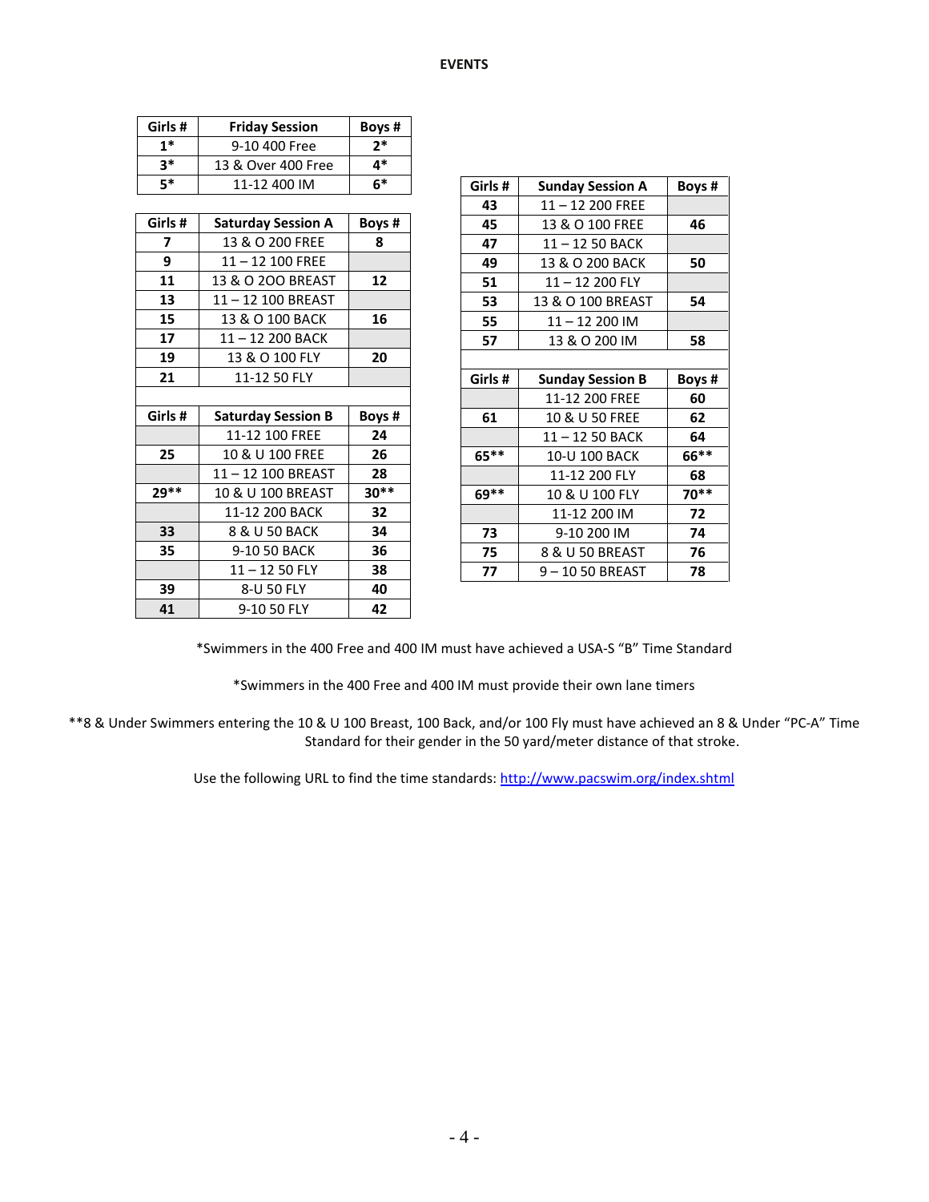# EVENTS

| Girls # | Friday Session | Boys # |
|---|---|---|
| 1* | 9-10 400 Free | 2* |
| 3* | 13 & Over 400 Free | 4* |
| 5* | 11-12 400 IM | 6* |

| Girls # | Saturday Session A | Boys # |
|---|---|---|
| 7 | 13 & O 200 FREE | 8 |
| 9 | 11 – 12 100 FREE | |
| 11 | 13 & O 2OO BREAST | 12 |
| 13 | 11 – 12 100 BREAST | |
| 15 | 13 & O 100 BACK | 16 |
| 17 | 11 – 12 200 BACK | |
| 19 | 13 & O 100 FLY | 20 |
| 21 | 11-12 50 FLY | |

| Girls # | Saturday Session B | Boys # |
|---|---|---|
| | 11-12 100 FREE | 24 |
| 25 | 10 & U 100 FREE | 26 |
| | 11 – 12 100 BREAST | 28 |
| 29** | 10 & U 100 BREAST | 30** |
| | 11-12 200 BACK | 32 |
| 33 | 8 & U 50 BACK | 34 |
| 35 | 9-10 50 BACK | 36 |
| | 11 – 12 50 FLY | 38 |
| 39 | 8-U 50 FLY | 40 |
| 41 | 9-10 50 FLY | 42 |

| Girls # | Sunday Session A | Boys # |
|---|---|---|
| 43 | 11 – 12 200 FREE | |
| 45 | 13 & O 100 FREE | 46 |
| 47 | 11 – 12 50 BACK | |
| 49 | 13 & O 200 BACK | 50 |
| 51 | 11 – 12 200 FLY | |
| 53 | 13 & O 100 BREAST | 54 |
| 55 | 11 – 12 200 IM | |
| 57 | 13 & O 200 IM | 58 |

| Girls # | Sunday Session B | Boys # |
|---|---|---|
| | 11-12 200 FREE | 60 |
| 61 | 10 & U 50 FREE | 62 |
| | 11 – 12 50 BACK | 64 |
| 65** | 10-U 100 BACK | 66** |
| | 11-12 200 FLY | 68 |
| 69** | 10 & U 100 FLY | 70** |
| | 11-12 200 IM | 72 |
| 73 | 9-10 200 IM | 74 |
| 75 | 8 & U 50 BREAST | 76 |
| 77 | 9 – 10 50 BREAST | 78 |

*Swimmers in the 400 Free and 400 IM must have achieved a USA-S "B" Time Standard

*Swimmers in the 400 Free and 400 IM must provide their own lane timers

**8 & Under Swimmers entering the 10 & U 100 Breast, 100 Back, and/or 100 Fly must have achieved an 8 & Under "PC-A" Time Standard for their gender in the 50 yard/meter distance of that stroke.

Use the following URL to find the time standards: http://www.pacswim.org/index.shtml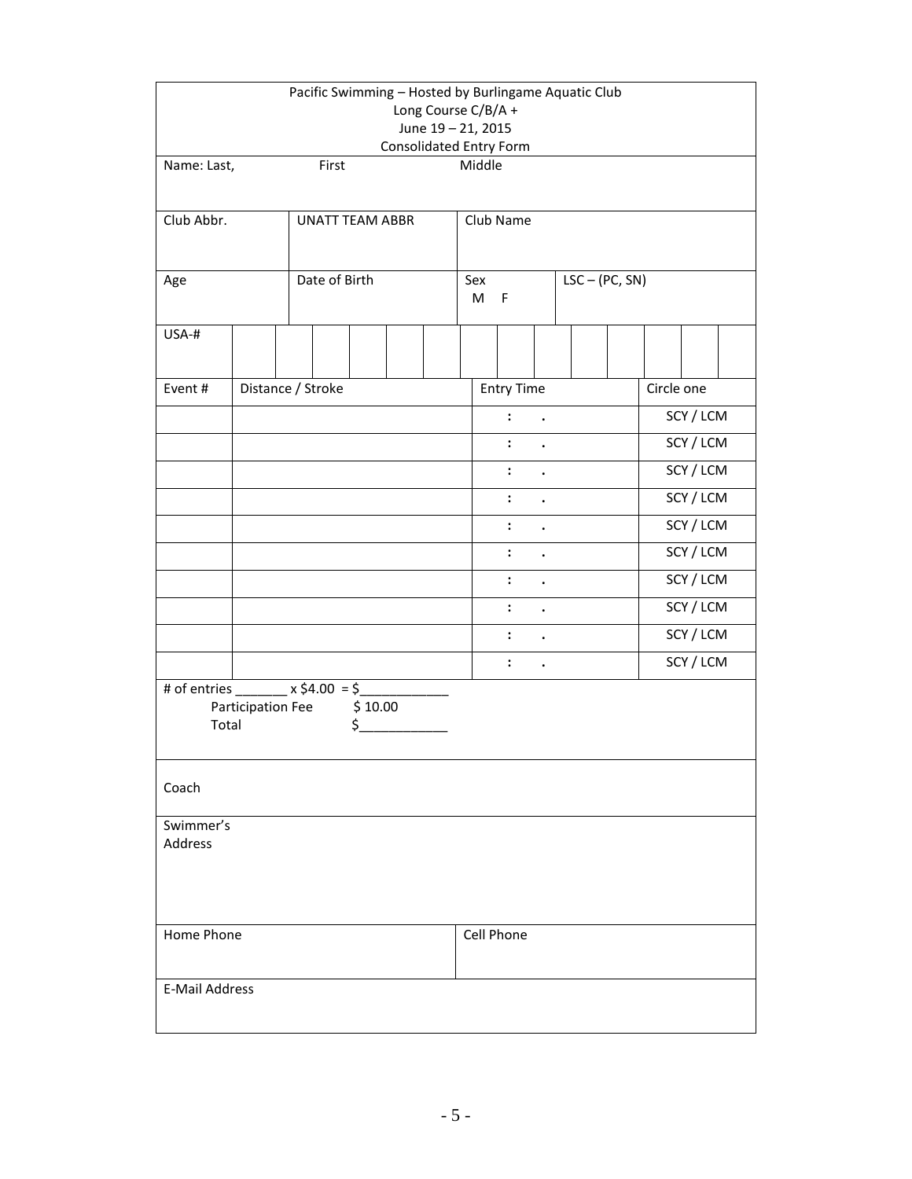Pacific Swimming – Hosted by Burlingame Aquatic Club
Long Course C/B/A +
June 19 – 21, 2015
Consolidated Entry Form

| Name: Last, | First | Middle |
|---|---|---|
| | | |

| Club Abbr. | UNATT TEAM ABBR | Club Name |
|---|---|---|
| | | |

| Age | Date of Birth | Sex M F | LSC – (PC, SN) |
|---|---|---|---|
| | | | |

| USA-# | | | | | | | | | | | | | | |
|---|---|---|---|---|---|---|---|---|---|---|---|---|---|---|

| Event # | Distance / Stroke | Entry Time | Circle one |
|---|---|---|---|
| | | : . | SCY / LCM |
| | | : . | SCY / LCM |
| | | : . | SCY / LCM |
| | | : . | SCY / LCM |
| | | : . | SCY / LCM |
| | | : . | SCY / LCM |
| | | : . | SCY / LCM |
| | | : . | SCY / LCM |
| | | : . | SCY / LCM |
| | | : . | SCY / LCM |

# of entries _______ x $4.00 = $____________
Participation Fee $ 10.00
Total $____________

Coach

Swimmer's Address

| Home Phone | Cell Phone |
|---|---|
| | |

E-Mail Address